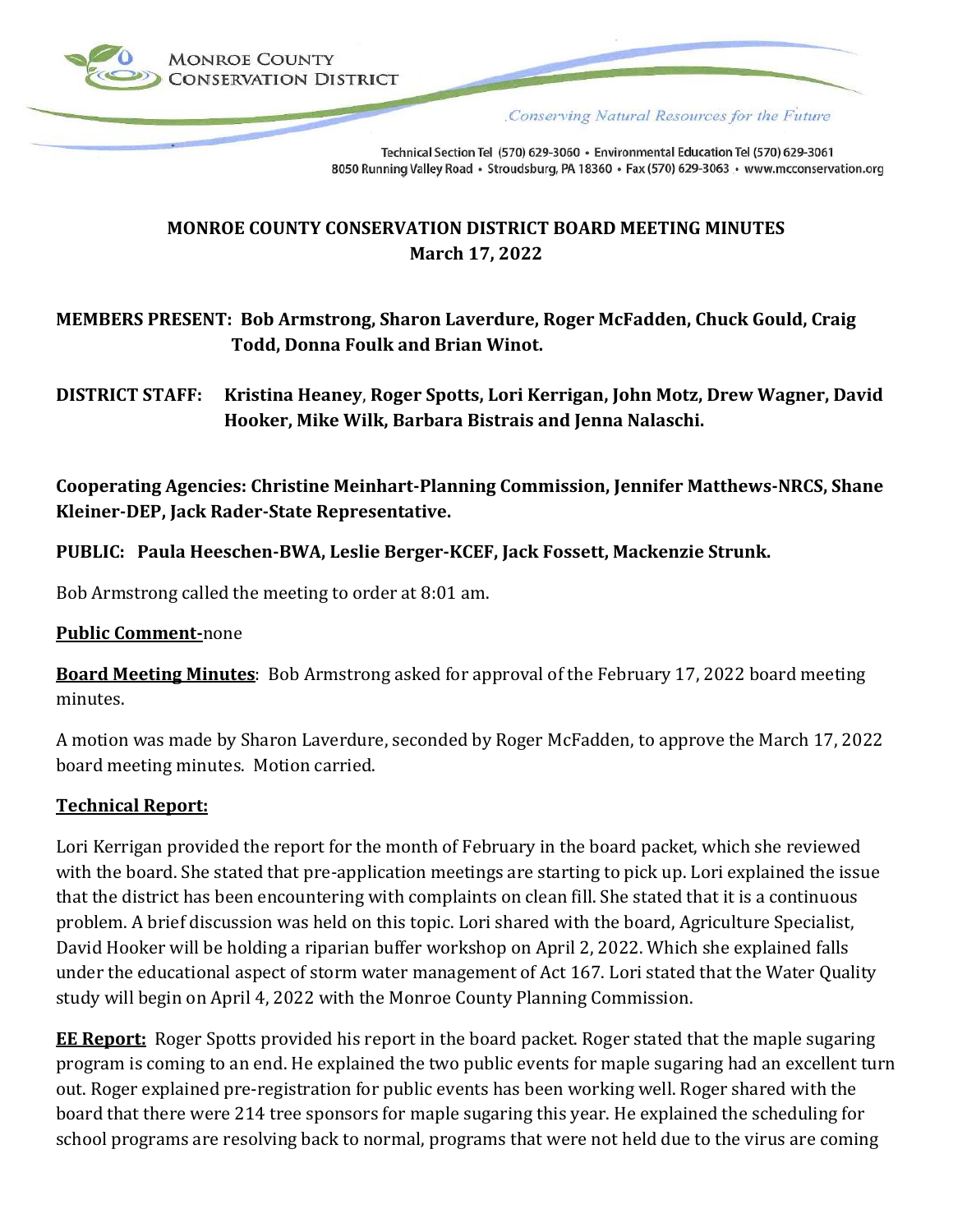MONROE COUNTY CONSERVATION DISTRICT

*Conserving Natural Resources for the Future*

Technical Section Tel (570) 629-3060 • Environmental Education Tel (570) 629-3061
8050 Running Valley Road • Stroudsburg, PA 18360 • Fax (570) 629-3063 • www.mcconservation.org

# MONROE COUNTY CONSERVATION DISTRICT BOARD MEETING MINUTES
## March 17, 2022

**MEMBERS PRESENT: Bob Armstrong, Sharon Laverdure, Roger McFadden, Chuck Gould, Craig Todd, Donna Foulk and Brian Winot.**

**DISTRICT STAFF: Kristina Heaney, Roger Spotts, Lori Kerrigan, John Motz, Drew Wagner, David Hooker, Mike Wilk, Barbara Bistrais and Jenna Nalaschi.**

**Cooperating Agencies: Christine Meinhart-Planning Commission, Jennifer Matthews-NRCS, Shane Kleiner-DEP, Jack Rader-State Representative.**

**PUBLIC: Paula Heeschen-BWA, Leslie Berger-KCEF, Jack Fossett, Mackenzie Strunk.**

Bob Armstrong called the meeting to order at 8:01 am.

**Public Comment-**none

**Board Meeting Minutes**: Bob Armstrong asked for approval of the February 17, 2022 board meeting minutes.

A motion was made by Sharon Laverdure, seconded by Roger McFadden, to approve the March 17, 2022 board meeting minutes. Motion carried.

**Technical Report:**

Lori Kerrigan provided the report for the month of February in the board packet, which she reviewed with the board. She stated that pre-application meetings are starting to pick up. Lori explained the issue that the district has been encountering with complaints on clean fill. She stated that it is a continuous problem. A brief discussion was held on this topic. Lori shared with the board, Agriculture Specialist, David Hooker will be holding a riparian buffer workshop on April 2, 2022. Which she explained falls under the educational aspect of storm water management of Act 167. Lori stated that the Water Quality study will begin on April 4, 2022 with the Monroe County Planning Commission.

**EE Report:** Roger Spotts provided his report in the board packet. Roger stated that the maple sugaring program is coming to an end. He explained the two public events for maple sugaring had an excellent turn out. Roger explained pre-registration for public events has been working well. Roger shared with the board that there were 214 tree sponsors for maple sugaring this year. He explained the scheduling for school programs are resolving back to normal, programs that were not held due to the virus are coming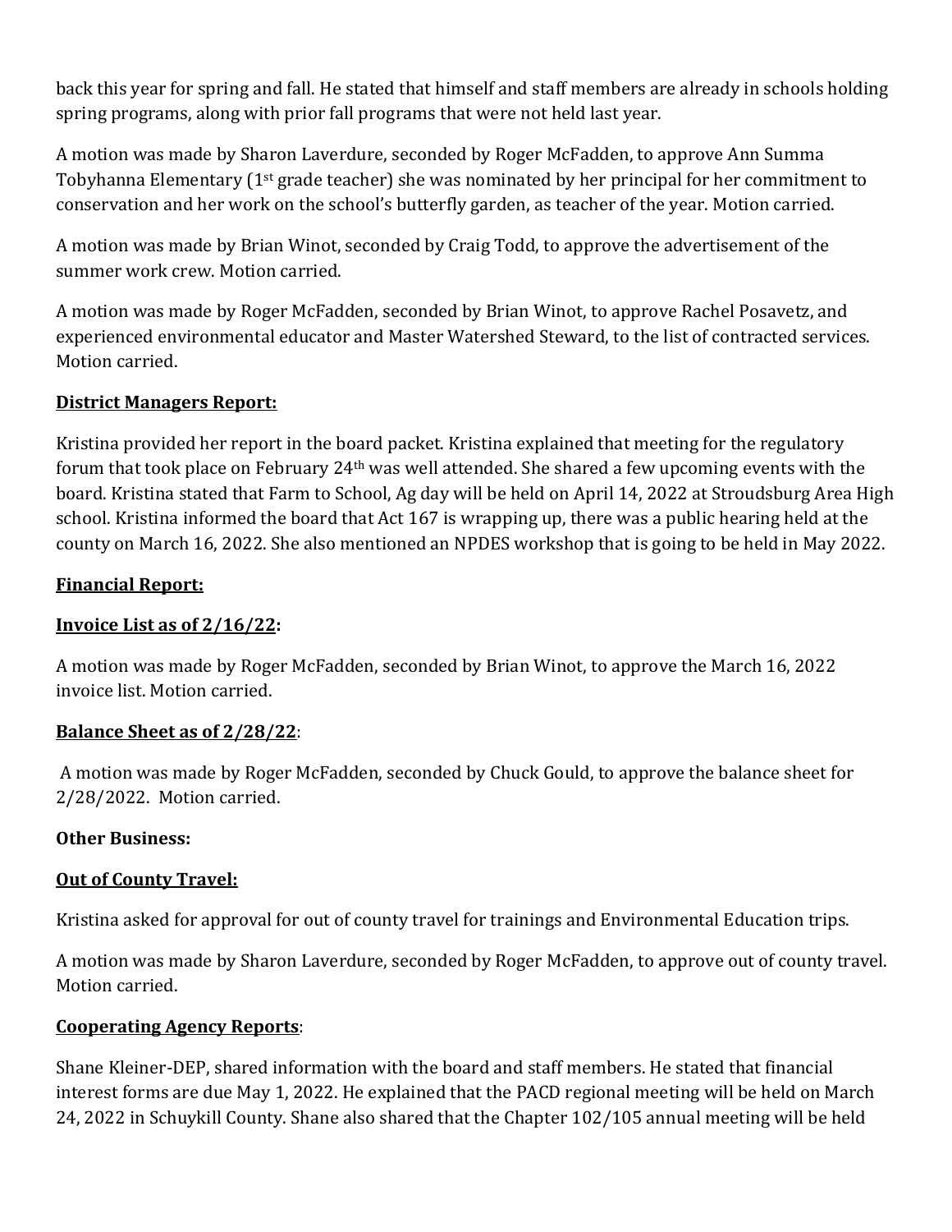back this year for spring and fall. He stated that himself and staff members are already in schools holding spring programs, along with prior fall programs that were not held last year.

A motion was made by Sharon Laverdure, seconded by Roger McFadden, to approve Ann Summa Tobyhanna Elementary (1st grade teacher) she was nominated by her principal for her commitment to conservation and her work on the school's butterfly garden, as teacher of the year. Motion carried.

A motion was made by Brian Winot, seconded by Craig Todd, to approve the advertisement of the summer work crew. Motion carried.

A motion was made by Roger McFadden, seconded by Brian Winot, to approve Rachel Posavetz, and experienced environmental educator and Master Watershed Steward, to the list of contracted services. Motion carried.

**<u>District Managers Report:</u>**

Kristina provided her report in the board packet. Kristina explained that meeting for the regulatory forum that took place on February 24th was well attended. She shared a few upcoming events with the board. Kristina stated that Farm to School, Ag day will be held on April 14, 2022 at Stroudsburg Area High school. Kristina informed the board that Act 167 is wrapping up, there was a public hearing held at the county on March 16, 2022. She also mentioned an NPDES workshop that is going to be held in May 2022.

**<u>Financial Report:</u>**

**<u>Invoice List as of 2/16/22</u>:**

A motion was made by Roger McFadden, seconded by Brian Winot, to approve the March 16, 2022 invoice list. Motion carried.

**<u>Balance Sheet as of 2/28/22</u>**:

A motion was made by Roger McFadden, seconded by Chuck Gould, to approve the balance sheet for 2/28/2022. Motion carried.

**Other Business:**

**<u>Out of County Travel:</u>**

Kristina asked for approval for out of county travel for trainings and Environmental Education trips.

A motion was made by Sharon Laverdure, seconded by Roger McFadden, to approve out of county travel. Motion carried.

**<u>Cooperating Agency Reports</u>**:

Shane Kleiner-DEP, shared information with the board and staff members. He stated that financial interest forms are due May 1, 2022. He explained that the PACD regional meeting will be held on March 24, 2022 in Schuykill County. Shane also shared that the Chapter 102/105 annual meeting will be held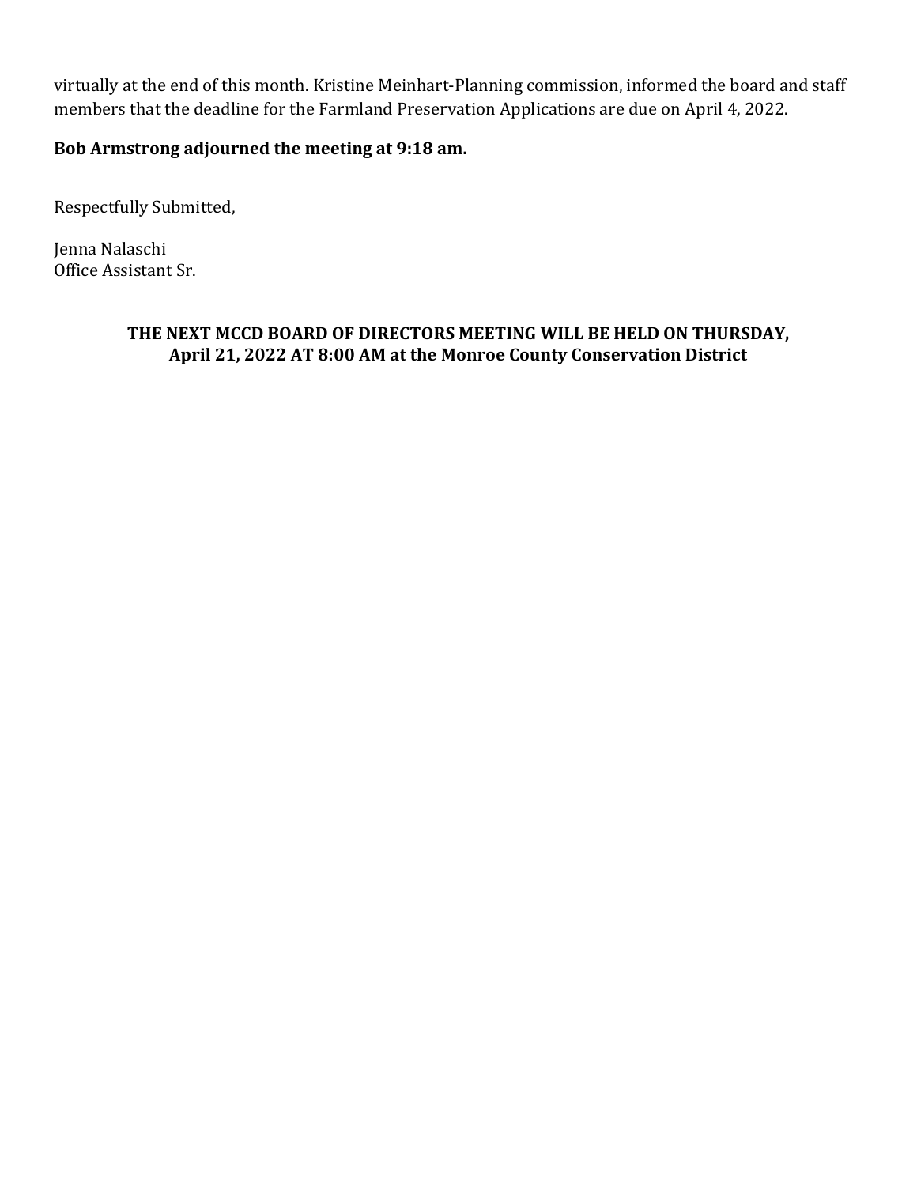virtually at the end of this month. Kristine Meinhart-Planning commission, informed the board and staff members that the deadline for the Farmland Preservation Applications are due on April 4, 2022.

**Bob Armstrong adjourned the meeting at 9:18 am.**

Respectfully Submitted,

Jenna Nalaschi
Office Assistant Sr.

**THE NEXT MCCD BOARD OF DIRECTORS MEETING WILL BE HELD ON THURSDAY, April 21, 2022 AT 8:00 AM at the Monroe County Conservation District**